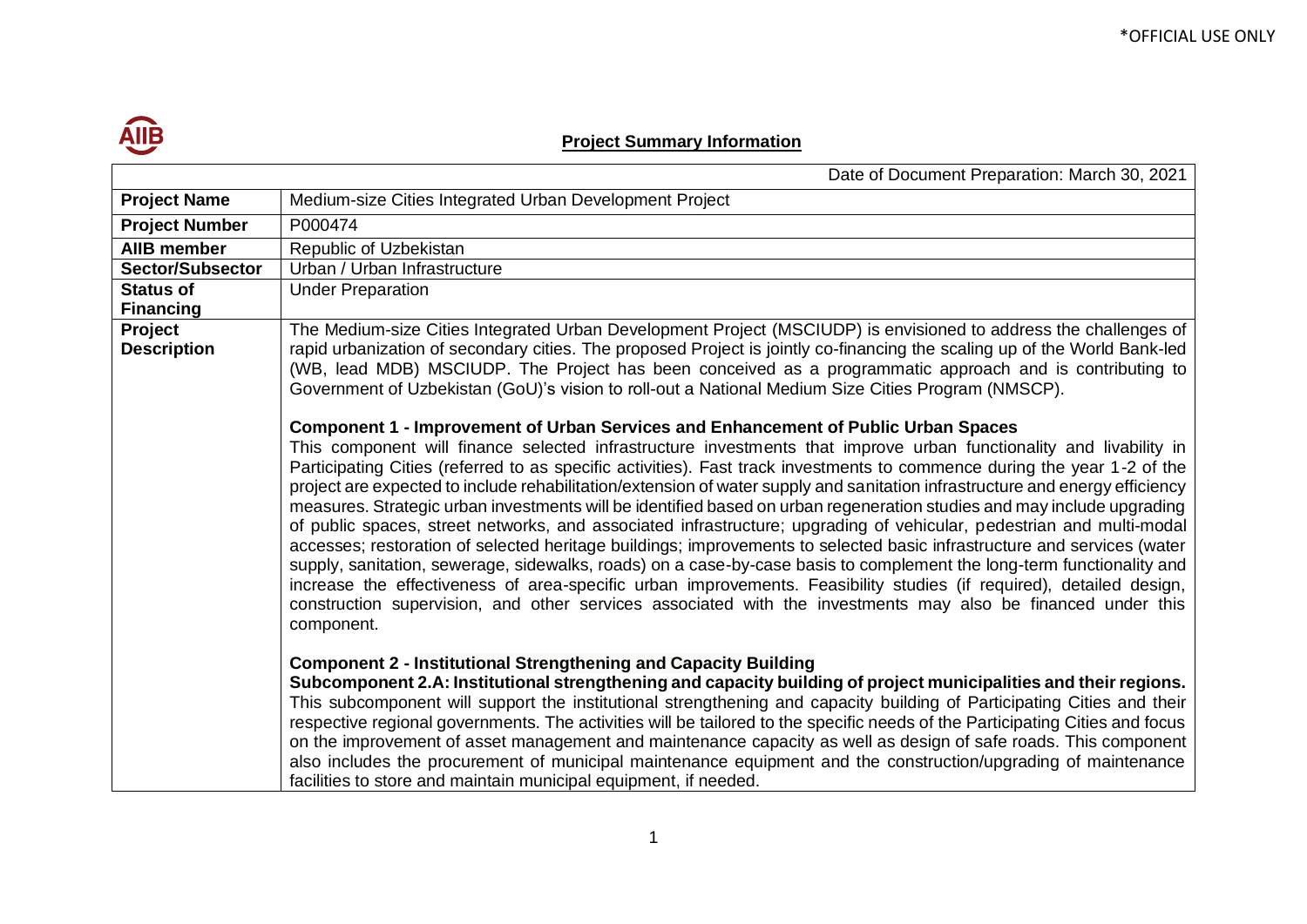## Project Summary Information

| Date of Document Preparation: March 30, 2021 | |
|---|---|
| **Project Name** | Medium-size Cities Integrated Urban Development Project |
| **Project Number** | P000474 |
| **AIIB member** | Republic of Uzbekistan |
| **Sector/Subsector** | Urban / Urban Infrastructure |
| **Status of Financing** | Under Preparation |
| **Project Description** | The Medium-size Cities Integrated Urban Development Project (MSCIUDP) is envisioned to address the challenges of rapid urbanization of secondary cities. The proposed Project is jointly co-financing the scaling up of the World Bank-led (WB, lead MDB) MSCIUDP. The Project has been conceived as a programmatic approach and is contributing to Government of Uzbekistan (GoU)'s vision to roll-out a National Medium Size Cities Program (NMSCP).<br><br>**Component 1 - Improvement of Urban Services and Enhancement of Public Urban Spaces**<br>This component will finance selected infrastructure investments that improve urban functionality and livability in Participating Cities (referred to as specific activities). Fast track investments to commence during the year 1-2 of the project are expected to include rehabilitation/extension of water supply and sanitation infrastructure and energy efficiency measures. Strategic urban investments will be identified based on urban regeneration studies and may include upgrading of public spaces, street networks, and associated infrastructure; upgrading of vehicular, pedestrian and multi-modal accesses; restoration of selected heritage buildings; improvements to selected basic infrastructure and services (water supply, sanitation, sewerage, sidewalks, roads) on a case-by-case basis to complement the long-term functionality and increase the effectiveness of area-specific urban improvements. Feasibility studies (if required), detailed design, construction supervision, and other services associated with the investments may also be financed under this component.<br><br>**Component 2 - Institutional Strengthening and Capacity Building**<br>**Subcomponent 2.A: Institutional strengthening and capacity building of project municipalities and their regions.** This subcomponent will support the institutional strengthening and capacity building of Participating Cities and their respective regional governments. The activities will be tailored to the specific needs of the Participating Cities and focus on the improvement of asset management and maintenance capacity as well as design of safe roads. This component also includes the procurement of municipal maintenance equipment and the construction/upgrading of maintenance facilities to store and maintain municipal equipment, if needed. |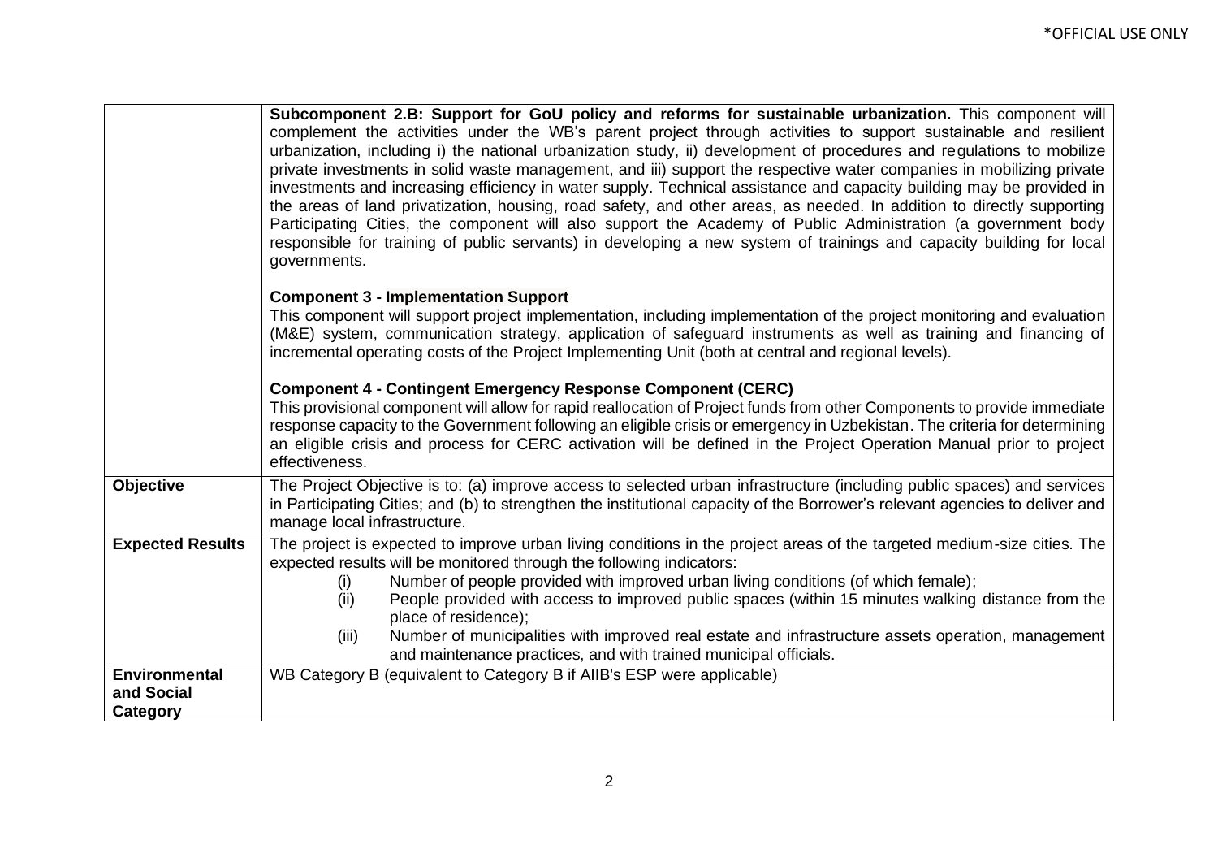| | |
|---|---|
| | **Subcomponent 2.B: Support for GoU policy and reforms for sustainable urbanization.** This component will complement the activities under the WB's parent project through activities to support sustainable and resilient urbanization, including i) the national urbanization study, ii) development of procedures and regulations to mobilize private investments in solid waste management, and iii) support the respective water companies in mobilizing private investments and increasing efficiency in water supply. Technical assistance and capacity building may be provided in the areas of land privatization, housing, road safety, and other areas, as needed. In addition to directly supporting Participating Cities, the component will also support the Academy of Public Administration (a government body responsible for training of public servants) in developing a new system of trainings and capacity building for local governments.<br><br>**Component 3 - Implementation Support**<br>This component will support project implementation, including implementation of the project monitoring and evaluation (M&E) system, communication strategy, application of safeguard instruments as well as training and financing of incremental operating costs of the Project Implementing Unit (both at central and regional levels).<br><br>**Component 4 - Contingent Emergency Response Component (CERC)**<br>This provisional component will allow for rapid reallocation of Project funds from other Components to provide immediate response capacity to the Government following an eligible crisis or emergency in Uzbekistan. The criteria for determining an eligible crisis and process for CERC activation will be defined in the Project Operation Manual prior to project effectiveness. |
| **Objective** | The Project Objective is to: (a) improve access to selected urban infrastructure (including public spaces) and services in Participating Cities; and (b) to strengthen the institutional capacity of the Borrower's relevant agencies to deliver and manage local infrastructure. |
| **Expected Results** | The project is expected to improve urban living conditions in the project areas of the targeted medium-size cities. The expected results will be monitored through the following indicators:<br>(i) Number of people provided with improved urban living conditions (of which female);<br>(ii) People provided with access to improved public spaces (within 15 minutes walking distance from the place of residence);<br>(iii) Number of municipalities with improved real estate and infrastructure assets operation, management and maintenance practices, and with trained municipal officials. |
| **Environmental and Social Category** | WB Category B (equivalent to Category B if AIIB's ESP were applicable) |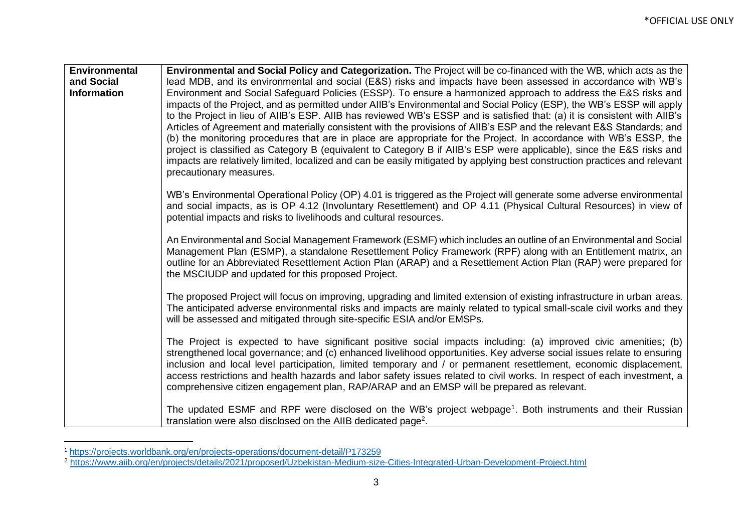| Environmental and Social Information | **Environmental and Social Policy and Categorization.** The Project will be co-financed with the WB, which acts as the lead MDB, and its environmental and social (E&S) risks and impacts have been assessed in accordance with WB's Environment and Social Safeguard Policies (ESSP). To ensure a harmonized approach to address the E&S risks and impacts of the Project, and as permitted under AIIB's Environmental and Social Policy (ESP), the WB's ESSP will apply to the Project in lieu of AIIB's ESP. AIIB has reviewed WB's ESSP and is satisfied that: (a) it is consistent with AIIB's Articles of Agreement and materially consistent with the provisions of AIIB's ESP and the relevant E&S Standards; and (b) the monitoring procedures that are in place are appropriate for the Project. In accordance with WB's ESSP, the project is classified as Category B (equivalent to Category B if AIIB's ESP were applicable), since the E&S risks and impacts are relatively limited, localized and can be easily mitigated by applying best construction practices and relevant precautionary measures.<br><br>WB's Environmental Operational Policy (OP) 4.01 is triggered as the Project will generate some adverse environmental and social impacts, as is OP 4.12 (Involuntary Resettlement) and OP 4.11 (Physical Cultural Resources) in view of potential impacts and risks to livelihoods and cultural resources.<br><br>An Environmental and Social Management Framework (ESMF) which includes an outline of an Environmental and Social Management Plan (ESMP), a standalone Resettlement Policy Framework (RPF) along with an Entitlement matrix, an outline for an Abbreviated Resettlement Action Plan (ARAP) and a Resettlement Action Plan (RAP) were prepared for the MSCIUDP and updated for this proposed Project.<br><br>The proposed Project will focus on improving, upgrading and limited extension of existing infrastructure in urban areas. The anticipated adverse environmental risks and impacts are mainly related to typical small-scale civil works and they will be assessed and mitigated through site-specific ESIA and/or EMSPs.<br><br>The Project is expected to have significant positive social impacts including: (a) improved civic amenities; (b) strengthened local governance; and (c) enhanced livelihood opportunities. Key adverse social issues relate to ensuring inclusion and local level participation, limited temporary and / or permanent resettlement, economic displacement, access restrictions and health hazards and labor safety issues related to civil works. In respect of each investment, a comprehensive citizen engagement plan, RAP/ARAP and an EMSP will be prepared as relevant.<br><br>The updated ESMF and RPF were disclosed on the WB's project webpage[1]. Both instruments and their Russian translation were also disclosed on the AIIB dedicated page[2]. |
|---|---|

[1] https://projects.worldbank.org/en/projects-operations/document-detail/P173259

[2] https://www.aiib.org/en/projects/details/2021/proposed/Uzbekistan-Medium-size-Cities-Integrated-Urban-Development-Project.html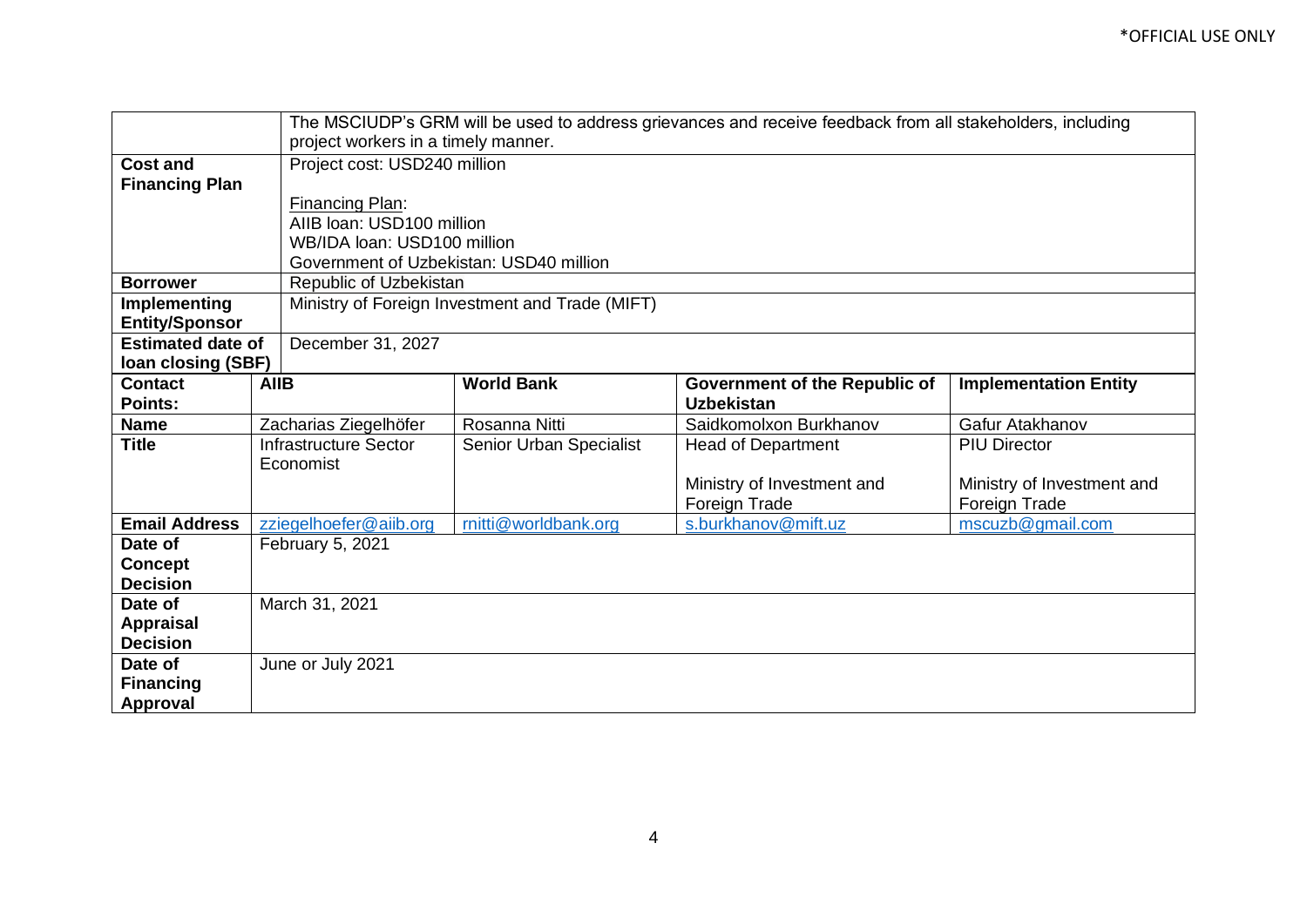| | | | | |
|---|---|---|---|---|
| | The MSCIUDP's GRM will be used to address grievances and receive feedback from all stakeholders, including project workers in a timely manner. | | | |
| **Cost and Financing Plan** | Project cost: USD240 million<br><br>Financing Plan:<br>AIIB loan: USD100 million<br>WB/IDA loan: USD100 million<br>Government of Uzbekistan: USD40 million | | | |
| **Borrower** | Republic of Uzbekistan | | | |
| **Implementing Entity/Sponsor** | Ministry of Foreign Investment and Trade (MIFT) | | | |
| **Estimated date of loan closing (SBF)** | December 31, 2027 | | | |
| **Contact Points:** | **AIIB** | **World Bank** | **Government of the Republic of Uzbekistan** | **Implementation Entity** |
| **Name** | Zacharias Ziegelhöfer | Rosanna Nitti | Saidkomolxon Burkhanov | Gafur Atakhanov |
| **Title** | Infrastructure Sector Economist | Senior Urban Specialist | Head of Department<br><br>Ministry of Investment and Foreign Trade | PIU Director<br><br>Ministry of Investment and Foreign Trade |
| **Email Address** | zziegelhoefer@aiib.org | rnitti@worldbank.org | s.burkhanov@mift.uz | mscuzb@gmail.com |
| **Date of Concept Decision** | February 5, 2021 | | | |
| **Date of Appraisal Decision** | March 31, 2021 | | | |
| **Date of Financing Approval** | June or July 2021 | | | |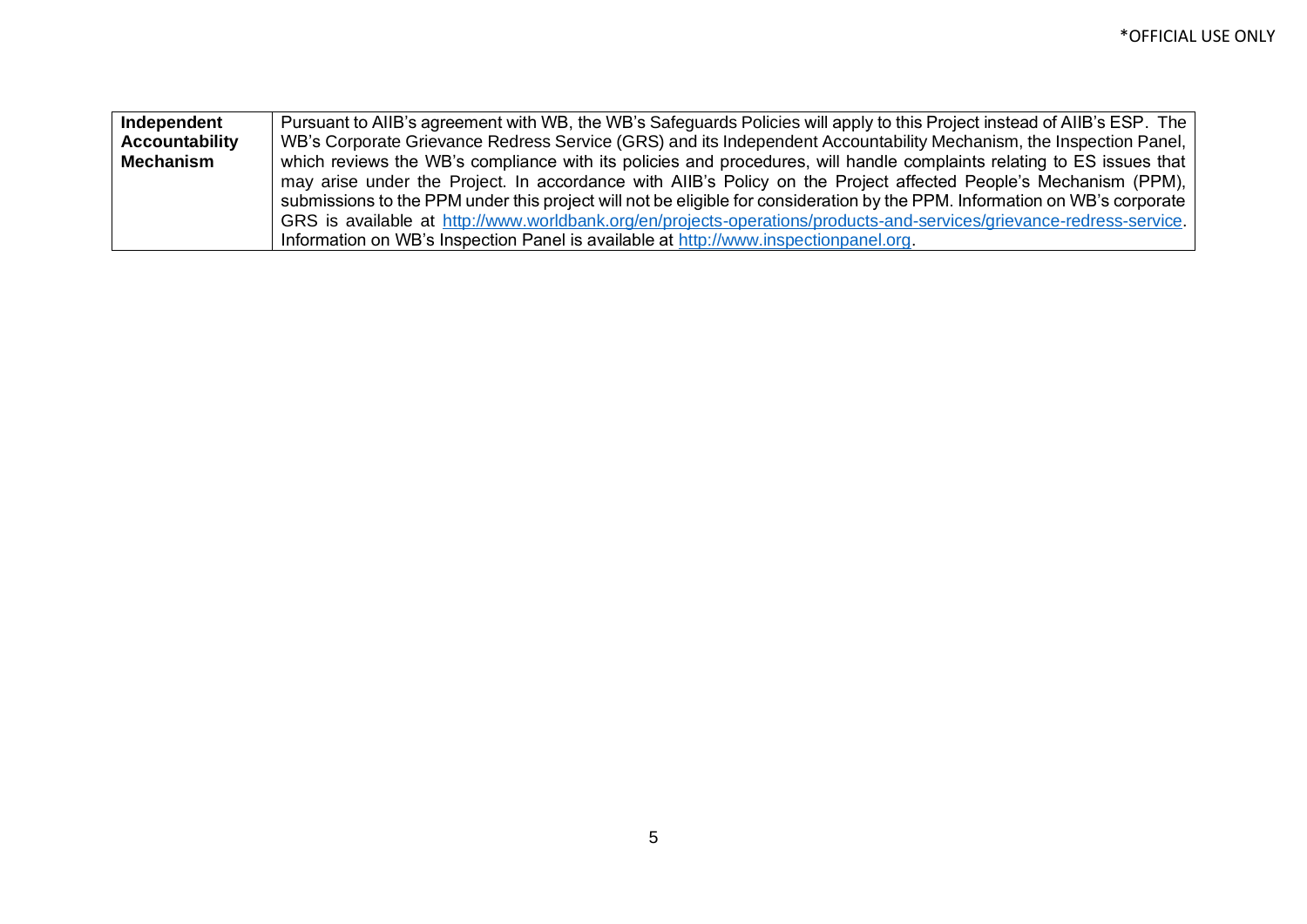| | |
|---|---|
| **Independent Accountability Mechanism** | Pursuant to AIIB's agreement with WB, the WB's Safeguards Policies will apply to this Project instead of AIIB's ESP. The WB's Corporate Grievance Redress Service (GRS) and its Independent Accountability Mechanism, the Inspection Panel, which reviews the WB's compliance with its policies and procedures, will handle complaints relating to ES issues that may arise under the Project. In accordance with AIIB's Policy on the Project affected People's Mechanism (PPM), submissions to the PPM under this project will not be eligible for consideration by the PPM. Information on WB's corporate GRS is available at [http://www.worldbank.org/en/projects-operations/products-and-services/grievance-redress-service](http://www.worldbank.org/en/projects-operations/products-and-services/grievance-redress-service). Information on WB's Inspection Panel is available at [http://www.inspectionpanel.org](http://www.inspectionpanel.org). |